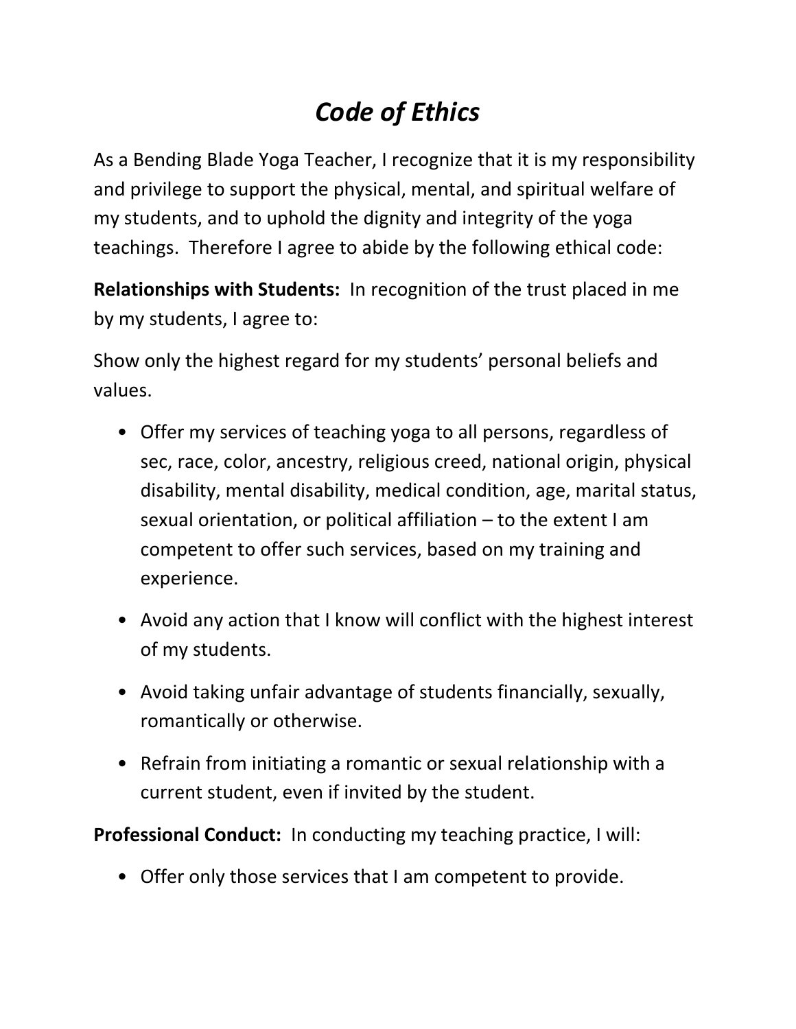# *Code of Ethics*

As a Bending Blade Yoga Teacher, I recognize that it is my responsibility and privilege to support the physical, mental, and spiritual welfare of my students, and to uphold the dignity and integrity of the yoga teachings. Therefore I agree to abide by the following ethical code:

**Relationships with Students:** In recognition of the trust placed in me by my students, I agree to:

Show only the highest regard for my students' personal beliefs and values.

- Offer my services of teaching yoga to all persons, regardless of sec, race, color, ancestry, religious creed, national origin, physical disability, mental disability, medical condition, age, marital status, sexual orientation, or political affiliation – to the extent I am competent to offer such services, based on my training and experience.
- Avoid any action that I know will conflict with the highest interest of my students.
- Avoid taking unfair advantage of students financially, sexually, romantically or otherwise.
- Refrain from initiating a romantic or sexual relationship with a current student, even if invited by the student.

**Professional Conduct:** In conducting my teaching practice, I will:

- Offer only those services that I am competent to provide.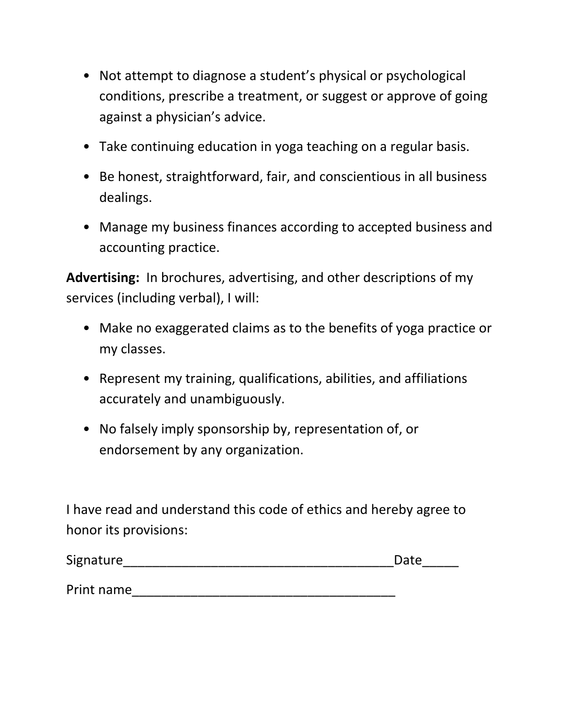- Not attempt to diagnose a student's physical or psychological conditions, prescribe a treatment, or suggest or approve of going against a physician's advice.
- Take continuing education in yoga teaching on a regular basis.
- Be honest, straightforward, fair, and conscientious in all business dealings.
- Manage my business finances according to accepted business and accounting practice.

**Advertising:** In brochures, advertising, and other descriptions of my services (including verbal), I will:

- Make no exaggerated claims as to the benefits of yoga practice or my classes.
- Represent my training, qualifications, abilities, and affiliations accurately and unambiguously.
- No falsely imply sponsorship by, representation of, or endorsement by any organization.

I have read and understand this code of ethics and hereby agree to honor its provisions:

Signature_______________________________________Date_____

Print name______________________________________